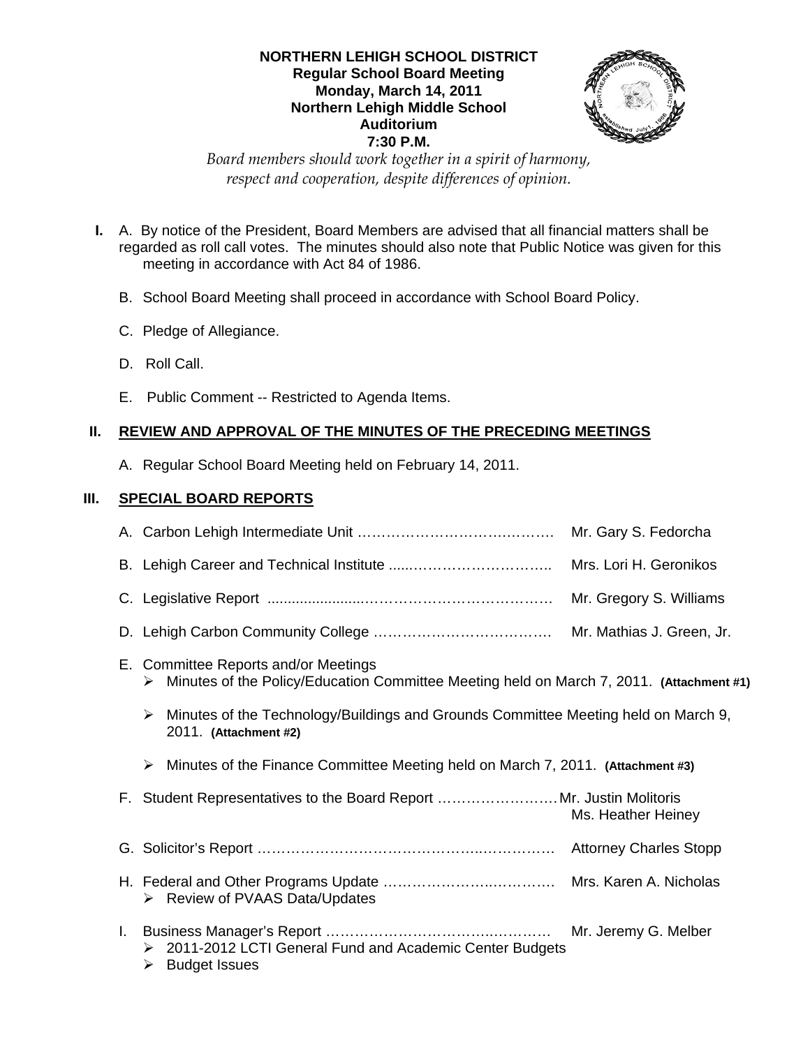**NORTHERN LEHIGH SCHOOL DISTRICT**
**Regular School Board Meeting**
**Monday, March 14, 2011**
**Northern Lehigh Middle School**
**Auditorium**
**7:30 P.M.**

*Board members should work together in a spirit of harmony, respect and cooperation, despite differences of opinion.*

**I.** A. By notice of the President, Board Members are advised that all financial matters shall be regarded as roll call votes. The minutes should also note that Public Notice was given for this meeting in accordance with Act 84 of 1986.

B. School Board Meeting shall proceed in accordance with School Board Policy.

C. Pledge of Allegiance.

D. Roll Call.

E. Public Comment -- Restricted to Agenda Items.

## II. REVIEW AND APPROVAL OF THE MINUTES OF THE PRECEDING MEETINGS

A. Regular School Board Meeting held on February 14, 2011.

## III. SPECIAL BOARD REPORTS

A. Carbon Lehigh Intermediate Unit …………………………………. Mr. Gary S. Fedorcha

B. Lehigh Career and Technical Institute ………………………….. Mrs. Lori H. Geronikos

C. Legislative Report ………………………………………………. Mr. Gregory S. Williams

D. Lehigh Carbon Community College ……………………………… Mr. Mathias J. Green, Jr.

E. Committee Reports and/or Meetings
- Minutes of the Policy/Education Committee Meeting held on March 7, 2011. **(Attachment #1)**
- Minutes of the Technology/Buildings and Grounds Committee Meeting held on March 9, 2011. **(Attachment #2)**
- Minutes of the Finance Committee Meeting held on March 7, 2011. **(Attachment #3)**

F. Student Representatives to the Board Report …………………… Mr. Justin Molitoris
Ms. Heather Heiney

G. Solicitor's Report ……………………………………………………. Attorney Charles Stopp

H. Federal and Other Programs Update …………………………… Mrs. Karen A. Nicholas
- Review of PVAAS Data/Updates

I. Business Manager's Report …………………………………… Mr. Jeremy G. Melber
- 2011-2012 LCTI General Fund and Academic Center Budgets
- Budget Issues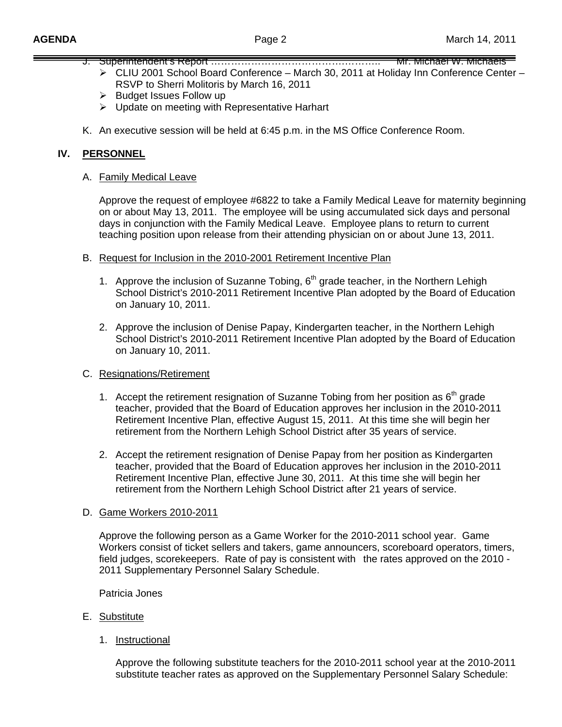J. Superintendent's Report ……………………………………………. Mr. Michael W. Michaels

- CLIU 2001 School Board Conference – March 30, 2011 at Holiday Inn Conference Center – RSVP to Sherri Molitoris by March 16, 2011
- Budget Issues Follow up
- Update on meeting with Representative Harhart

K. An executive session will be held at 6:45 p.m. in the MS Office Conference Room.

## IV. PERSONNEL

A. Family Medical Leave

Approve the request of employee #6822 to take a Family Medical Leave for maternity beginning on or about May 13, 2011. The employee will be using accumulated sick days and personal days in conjunction with the Family Medical Leave. Employee plans to return to current teaching position upon release from their attending physician on or about June 13, 2011.

B. Request for Inclusion in the 2010-2001 Retirement Incentive Plan

1. Approve the inclusion of Suzanne Tobing, 6th grade teacher, in the Northern Lehigh School District's 2010-2011 Retirement Incentive Plan adopted by the Board of Education on January 10, 2011.

2. Approve the inclusion of Denise Papay, Kindergarten teacher, in the Northern Lehigh School District's 2010-2011 Retirement Incentive Plan adopted by the Board of Education on January 10, 2011.

C. Resignations/Retirement

1. Accept the retirement resignation of Suzanne Tobing from her position as 6th grade teacher, provided that the Board of Education approves her inclusion in the 2010-2011 Retirement Incentive Plan, effective August 15, 2011. At this time she will begin her retirement from the Northern Lehigh School District after 35 years of service.

2. Accept the retirement resignation of Denise Papay from her position as Kindergarten teacher, provided that the Board of Education approves her inclusion in the 2010-2011 Retirement Incentive Plan, effective June 30, 2011. At this time she will begin her retirement from the Northern Lehigh School District after 21 years of service.

D. Game Workers 2010-2011

Approve the following person as a Game Worker for the 2010-2011 school year. Game Workers consist of ticket sellers and takers, game announcers, scoreboard operators, timers, field judges, scorekeepers. Rate of pay is consistent with the rates approved on the 2010 - 2011 Supplementary Personnel Salary Schedule.

Patricia Jones

E. Substitute

1. Instructional

Approve the following substitute teachers for the 2010-2011 school year at the 2010-2011 substitute teacher rates as approved on the Supplementary Personnel Salary Schedule: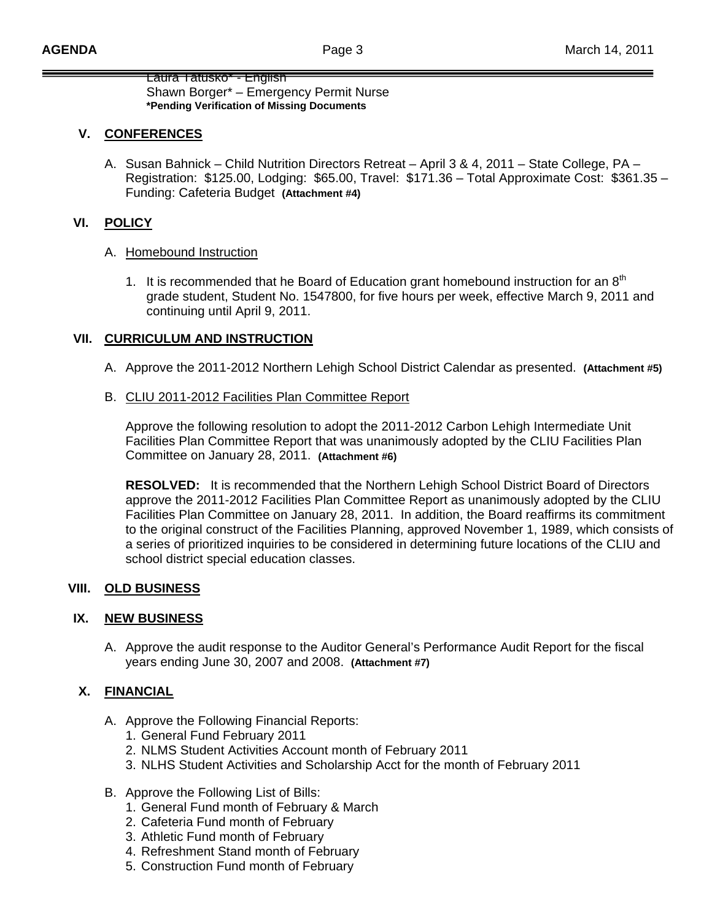Laura Tatusko* - English
Shawn Borger* – Emergency Permit Nurse
**\*Pending Verification of Missing Documents**

## V. CONFERENCES

A. Susan Bahnick – Child Nutrition Directors Retreat – April 3 & 4, 2011 – State College, PA – Registration: $125.00, Lodging: $65.00, Travel: $171.36 – Total Approximate Cost: $361.35 – Funding: Cafeteria Budget **(Attachment #4)**

## VI. POLICY

A. Homebound Instruction

1. It is recommended that he Board of Education grant homebound instruction for an 8th grade student, Student No. 1547800, for five hours per week, effective March 9, 2011 and continuing until April 9, 2011.

## VII. CURRICULUM AND INSTRUCTION

A. Approve the 2011-2012 Northern Lehigh School District Calendar as presented. **(Attachment #5)**

B. CLIU 2011-2012 Facilities Plan Committee Report

Approve the following resolution to adopt the 2011-2012 Carbon Lehigh Intermediate Unit Facilities Plan Committee Report that was unanimously adopted by the CLIU Facilities Plan Committee on January 28, 2011. **(Attachment #6)**

**RESOLVED:** It is recommended that the Northern Lehigh School District Board of Directors approve the 2011-2012 Facilities Plan Committee Report as unanimously adopted by the CLIU Facilities Plan Committee on January 28, 2011. In addition, the Board reaffirms its commitment to the original construct of the Facilities Planning, approved November 1, 1989, which consists of a series of prioritized inquiries to be considered in determining future locations of the CLIU and school district special education classes.

## VIII. OLD BUSINESS

## IX. NEW BUSINESS

A. Approve the audit response to the Auditor General's Performance Audit Report for the fiscal years ending June 30, 2007 and 2008. **(Attachment #7)**

## X. FINANCIAL

A. Approve the Following Financial Reports:
1. General Fund February 2011
2. NLMS Student Activities Account month of February 2011
3. NLHS Student Activities and Scholarship Acct for the month of February 2011

B. Approve the Following List of Bills:
1. General Fund month of February & March
2. Cafeteria Fund month of February
3. Athletic Fund month of February
4. Refreshment Stand month of February
5. Construction Fund month of February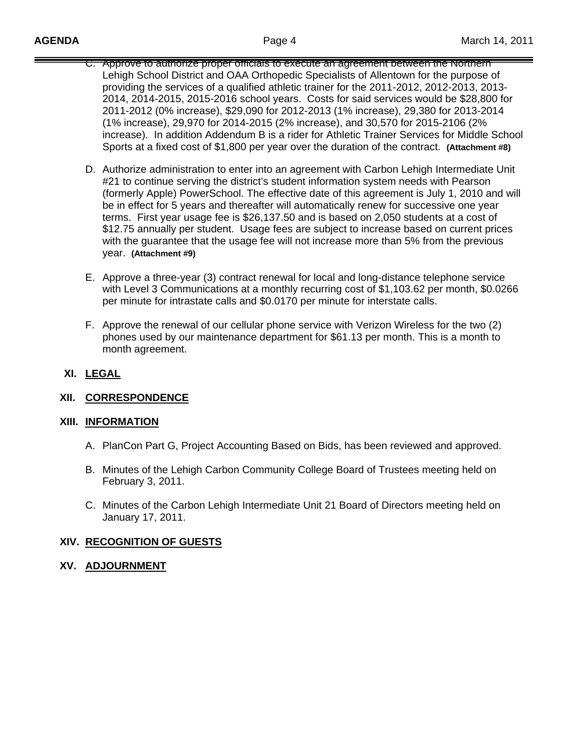C. Approve to authorize proper officials to execute an agreement between the Northern Lehigh School District and OAA Orthopedic Specialists of Allentown for the purpose of providing the services of a qualified athletic trainer for the 2011-2012, 2012-2013, 2013-2014, 2014-2015, 2015-2016 school years. Costs for said services would be $28,800 for 2011-2012 (0% increase), $29,090 for 2012-2013 (1% increase), 29,380 for 2013-2014 (1% increase), 29,970 for 2014-2015 (2% increase), and 30,570 for 2015-2106 (2% increase). In addition Addendum B is a rider for Athletic Trainer Services for Middle School Sports at a fixed cost of $1,800 per year over the duration of the contract. **(Attachment #8)**

D. Authorize administration to enter into an agreement with Carbon Lehigh Intermediate Unit #21 to continue serving the district's student information system needs with Pearson (formerly Apple) PowerSchool. The effective date of this agreement is July 1, 2010 and will be in effect for 5 years and thereafter will automatically renew for successive one year terms. First year usage fee is $26,137.50 and is based on 2,050 students at a cost of $12.75 annually per student. Usage fees are subject to increase based on current prices with the guarantee that the usage fee will not increase more than 5% from the previous year. **(Attachment #9)**

E. Approve a three-year (3) contract renewal for local and long-distance telephone service with Level 3 Communications at a monthly recurring cost of $1,103.62 per month, $0.0266 per minute for intrastate calls and $0.0170 per minute for interstate calls.

F. Approve the renewal of our cellular phone service with Verizon Wireless for the two (2) phones used by our maintenance department for $61.13 per month. This is a month to month agreement.

## XI. LEGAL

## XII. CORRESPONDENCE

## XIII. INFORMATION

A. PlanCon Part G, Project Accounting Based on Bids, has been reviewed and approved.

B. Minutes of the Lehigh Carbon Community College Board of Trustees meeting held on February 3, 2011.

C. Minutes of the Carbon Lehigh Intermediate Unit 21 Board of Directors meeting held on January 17, 2011.

## XIV. RECOGNITION OF GUESTS

## XV. ADJOURNMENT